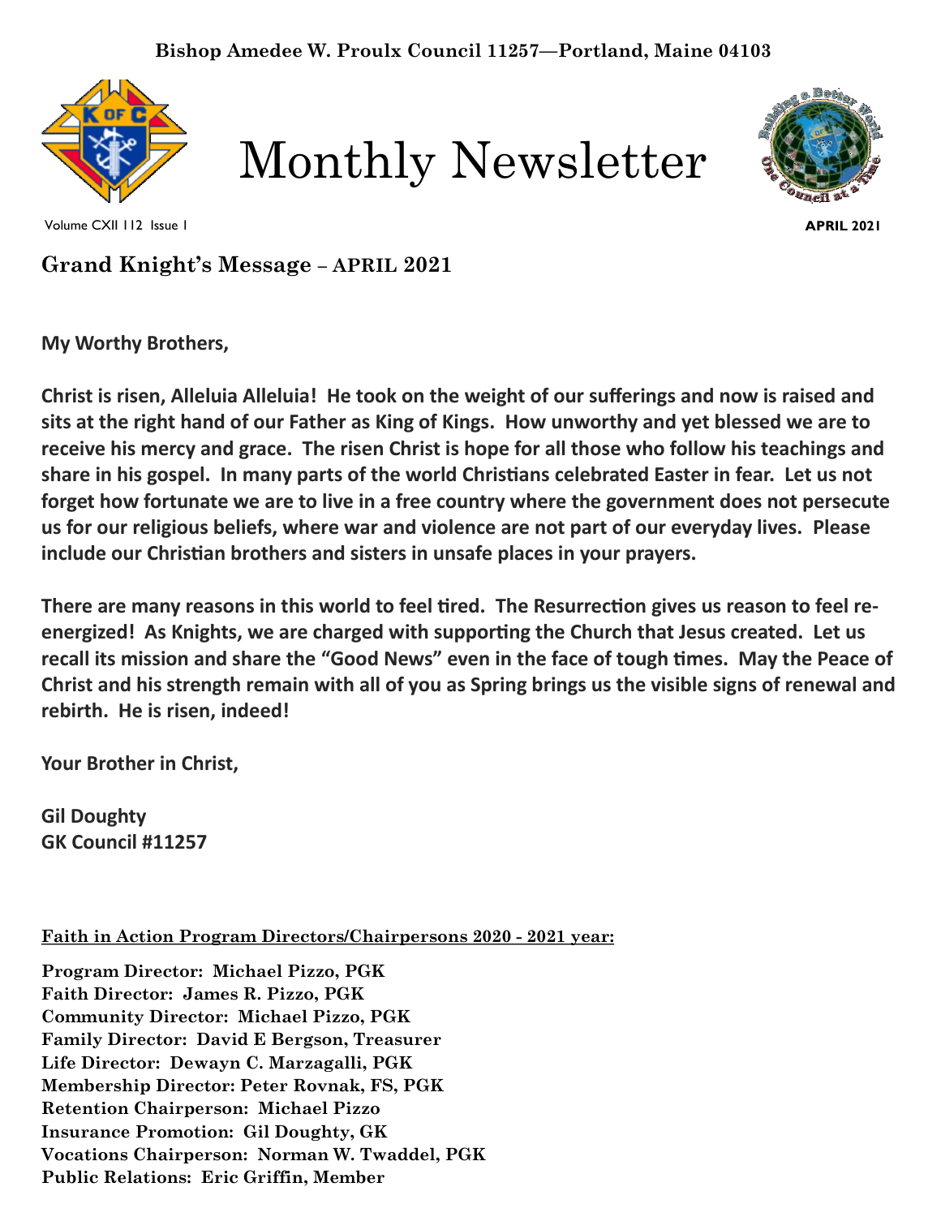Bishop Amedee W. Proulx Council 11257—Portland, Maine 04103

# Monthly Newsletter

Volume CXII 112 Issue 1

APRIL 2021

## Grand Knight's Message – APRIL 2021

**My Worthy Brothers,**

**Christ is risen, Alleluia Alleluia! He took on the weight of our sufferings and now is raised and sits at the right hand of our Father as King of Kings. How unworthy and yet blessed we are to receive his mercy and grace. The risen Christ is hope for all those who follow his teachings and share in his gospel. In many parts of the world Christians celebrated Easter in fear. Let us not forget how fortunate we are to live in a free country where the government does not persecute us for our religious beliefs, where war and violence are not part of our everyday lives. Please include our Christian brothers and sisters in unsafe places in your prayers.**

**There are many reasons in this world to feel tired. The Resurrection gives us reason to feel re-energized! As Knights, we are charged with supporting the Church that Jesus created. Let us recall its mission and share the "Good News" even in the face of tough times. May the Peace of Christ and his strength remain with all of you as Spring brings us the visible signs of renewal and rebirth. He is risen, indeed!**

**Your Brother in Christ,**

**Gil Doughty**
**GK Council #11257**

**Faith in Action Program Directors/Chairpersons 2020 - 2021 year:**

**Program Director: Michael Pizzo, PGK**
**Faith Director: James R. Pizzo, PGK**
**Community Director: Michael Pizzo, PGK**
**Family Director: David E Bergson, Treasurer**
**Life Director: Dewayn C. Marzagalli, PGK**
**Membership Director: Peter Rovnak, FS, PGK**
**Retention Chairperson: Michael Pizzo**
**Insurance Promotion: Gil Doughty, GK**
**Vocations Chairperson: Norman W. Twaddel, PGK**
**Public Relations: Eric Griffin, Member**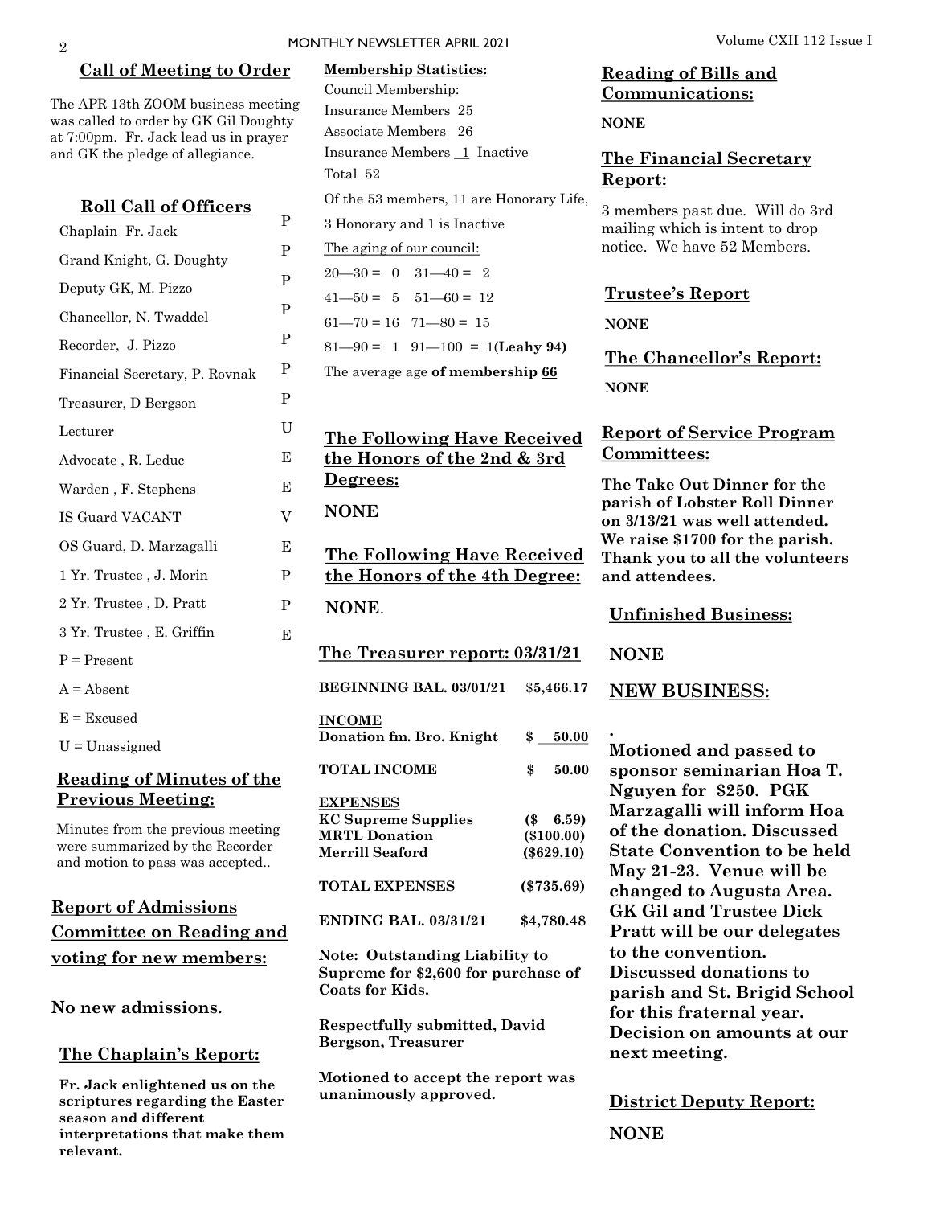## Call of Meeting to Order

The APR 13th ZOOM business meeting was called to order by GK Gil Doughty at 7:00pm. Fr. Jack lead us in prayer and GK the pledge of allegiance.

## Roll Call of Officers

| Officer | Status |
|---|---|
| Chaplain Fr. Jack | P |
| Grand Knight, G. Doughty | P |
| Deputy GK, M. Pizzo | P |
| Chancellor, N. Twaddel | P |
| Recorder, J. Pizzo | P |
| Financial Secretary, P. Rovnak | P |
| Treasurer, D Bergson | P |
| Lecturer | U |
| Advocate , R. Leduc | E |
| Warden , F. Stephens | E |
| IS Guard VACANT | V |
| OS Guard, D. Marzagalli | E |
| 1 Yr. Trustee , J. Morin | P |
| 2 Yr. Trustee , D. Pratt | P |
| 3 Yr. Trustee , E. Griffin | E |

P = Present

A = Absent

E = Excused

U = Unassigned

## Reading of Minutes of the Previous Meeting:

Minutes from the previous meeting were summarized by the Recorder and motion to pass was accepted..

## Report of Admissions Committee on Reading and voting for new members:

**No new admissions.**

## The Chaplain's Report:

**Fr. Jack enlightened us on the scriptures regarding the Easter season and different interpretations that make them relevant.**

**Membership Statistics:**

Council Membership:

Insurance Members 25

Associate Members 26

Insurance Members 1 Inactive

Total 52

Of the 53 members, 11 are Honorary Life, 3 Honorary and 1 is Inactive

The aging of our council:

20—30 = 0 31—40 = 2

41—50 = 5 51—60 = 12

61—70 = 16 71—80 = 15

81—90 = 1 91—100 = 1(**Leahy 94)**

The average age **of membership 66**

## The Following Have Received the Honors of the 2nd & 3rd Degrees:

**NONE**

## The Following Have Received the Honors of the 4th Degree:

**NONE**.

## The Treasurer report: 03/31/21

| | |
|---|---|
| **BEGINNING BAL. 03/01/21** | $**5,466.17** |
| **INCOME** | |
| **Donation fm. Bro. Knight** | **$ 50.00** |
| **TOTAL INCOME** | **$ 50.00** |
| **EXPENSES** | |
| **KC Supreme Supplies** | **($ 6.59)** |
| **MRTL Donation** | **($100.00)** |
| **Merrill Seafood** | **($629.10)** |
| **TOTAL EXPENSES** | **($735.69)** |
| **ENDING BAL. 03/31/21** | **$4,780.48** |

**Note: Outstanding Liability to Supreme for $2,600 for purchase of Coats for Kids.**

**Respectfully submitted, David Bergson, Treasurer**

**Motioned to accept the report was unanimously approved.**

## Reading of Bills and Communications:

**NONE**

## The Financial Secretary Report:

3 members past due. Will do 3rd mailing which is intent to drop notice. We have 52 Members.

## Trustee's Report

**NONE**

## The Chancellor's Report:

**NONE**

## Report of Service Program Committees:

**The Take Out Dinner for the parish of Lobster Roll Dinner on 3/13/21 was well attended. We raise $1700 for the parish. Thank you to all the volunteers and attendees.**

## Unfinished Business:

**NONE**

## NEW BUSINESS:

.

**Motioned and passed to sponsor seminarian Hoa T. Nguyen for $250. PGK Marzagalli will inform Hoa of the donation. Discussed State Convention to be held May 21-23. Venue will be changed to Augusta Area. GK Gil and Trustee Dick Pratt will be our delegates to the convention. Discussed donations to parish and St. Brigid School for this fraternal year. Decision on amounts at our next meeting.**

## District Deputy Report:

**NONE**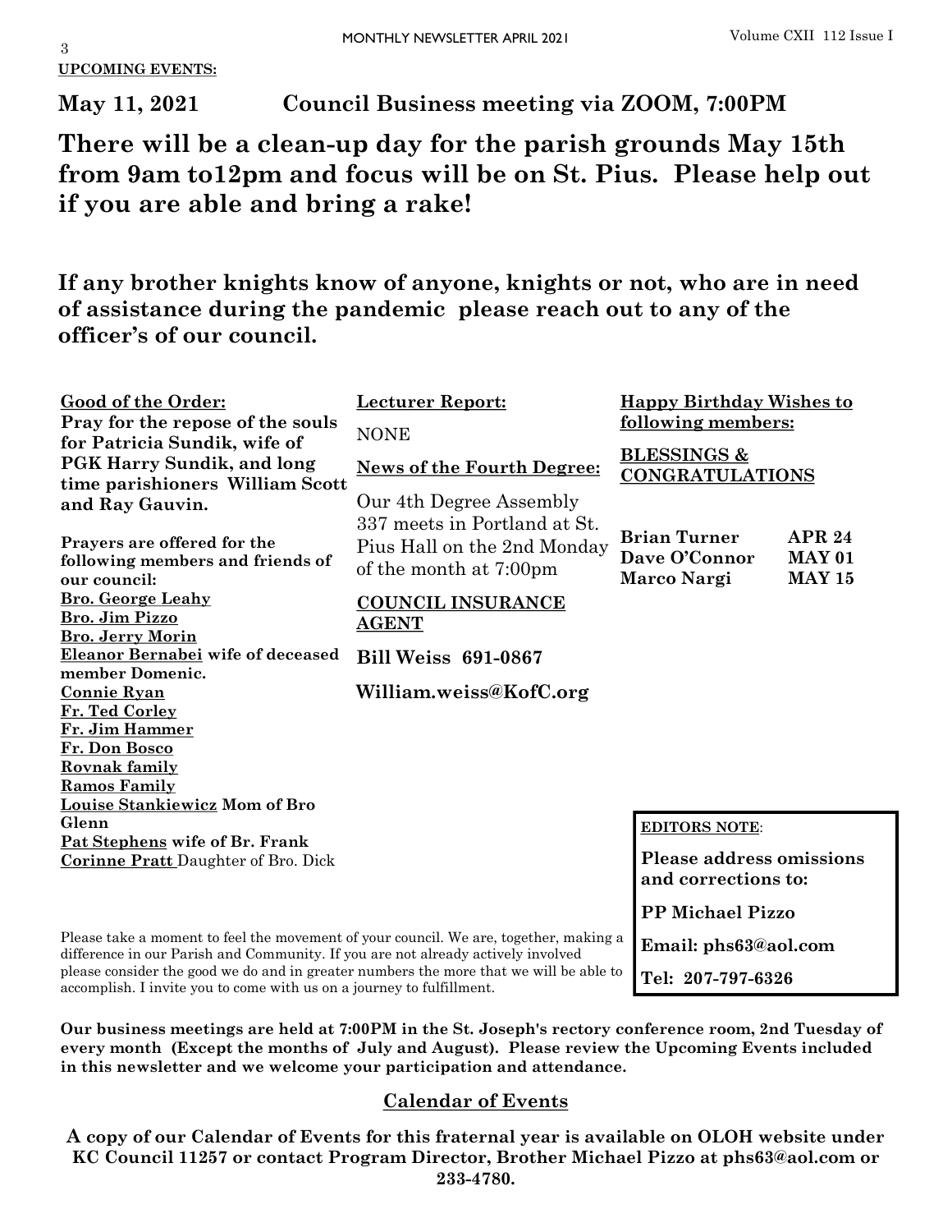**UPCOMING EVENTS:**

**May 11, 2021 Council Business meeting via ZOOM, 7:00PM**

## There will be a clean-up day for the parish grounds May 15th from 9am to12pm and focus will be on St. Pius. Please help out if you are able and bring a rake!

**If any brother knights know of anyone, knights or not, who are in need of assistance during the pandemic please reach out to any of the officer's of our council.**

**Good of the Order:**

**Pray for the repose of the souls for Patricia Sundik, wife of PGK Harry Sundik, and long time parishioners William Scott and Ray Gauvin.**

**Prayers are offered for the following members and friends of our council:**

- **Bro. George Leahy**
- **Bro. Jim Pizzo**
- **Bro. Jerry Morin**
- **Eleanor Bernabei wife of deceased member Domenic.**
- **Connie Ryan**
- **Fr. Ted Corley**
- **Fr. Jim Hammer**
- **Fr. Don Bosco**
- **Rovnak family**
- **Ramos Family**
- **Louise Stankiewicz Mom of Bro Glenn**
- **Pat Stephens wife of Br. Frank**
- **Corinne Pratt** Daughter of Bro. Dick

**Lecturer Report:**

NONE

**News of the Fourth Degree:**

Our 4th Degree Assembly 337 meets in Portland at St. Pius Hall on the 2nd Monday of the month at 7:00pm

**COUNCIL INSURANCE AGENT**

**Bill Weiss 691-0867**

**William.weiss@KofC.org**

**Happy Birthday Wishes to following members:**

**BLESSINGS & CONGRATULATIONS**

| | |
|---|---|
| **Brian Turner** | **APR 24** |
| **Dave O'Connor** | **MAY 01** |
| **Marco Nargi** | **MAY 15** |

**EDITORS NOTE**:

**Please address omissions and corrections to:**

**PP Michael Pizzo**

**Email: phs63@aol.com**

**Tel: 207-797-6326**

Please take a moment to feel the movement of your council. We are, together, making a difference in our Parish and Community. If you are not already actively involved please consider the good we do and in greater numbers the more that we will be able to accomplish. I invite you to come with us on a journey to fulfillment.

**Our business meetings are held at 7:00PM in the St. Joseph's rectory conference room, 2nd Tuesday of every month (Except the months of July and August). Please review the Upcoming Events included in this newsletter and we welcome your participation and attendance.**

## Calendar of Events

**A copy of our Calendar of Events for this fraternal year is available on OLOH website under KC Council 11257 or contact Program Director, Brother Michael Pizzo at phs63@aol.com or 233-4780.**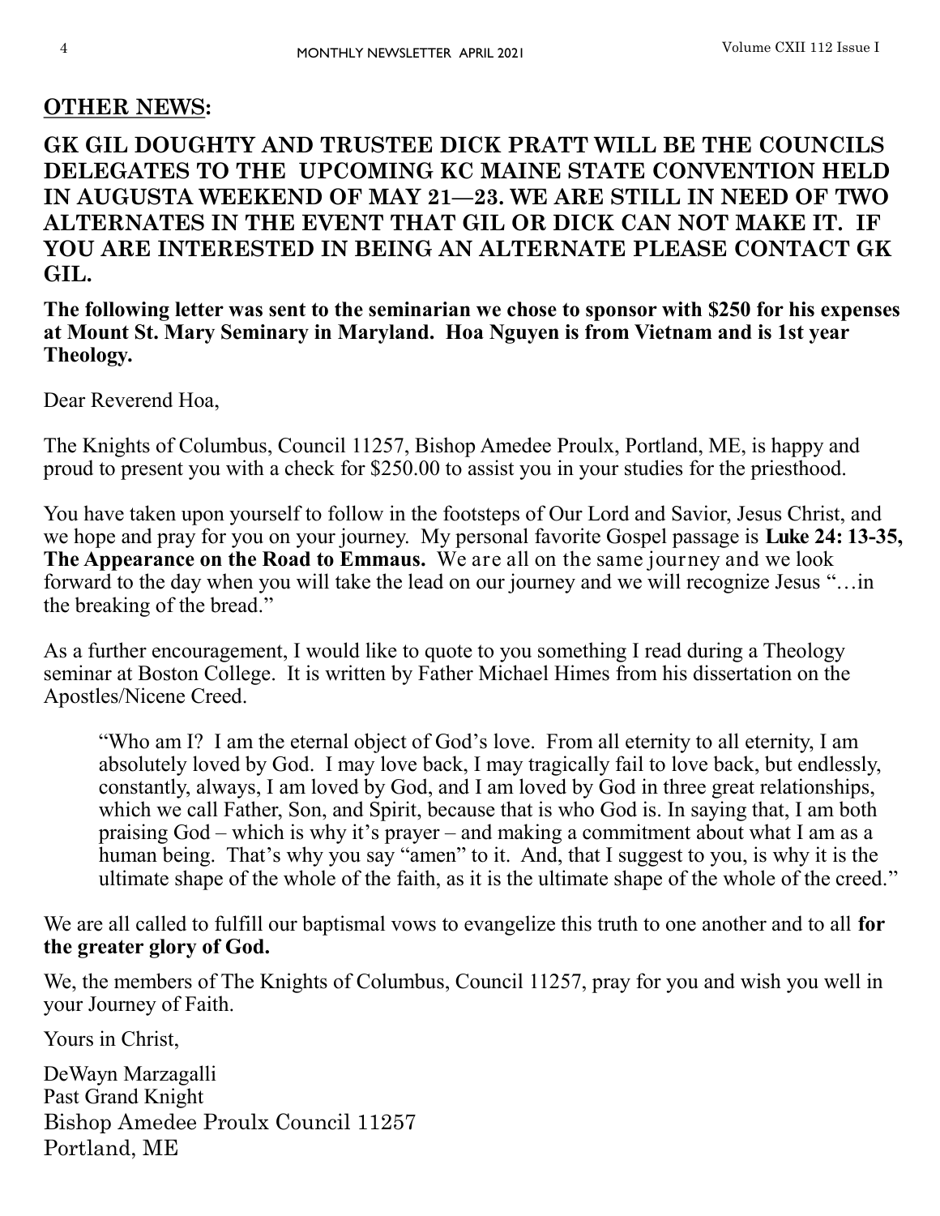## OTHER NEWS:

**GK GIL DOUGHTY AND TRUSTEE DICK PRATT WILL BE THE COUNCILS DELEGATES TO THE UPCOMING KC MAINE STATE CONVENTION HELD IN AUGUSTA WEEKEND OF MAY 21—23. WE ARE STILL IN NEED OF TWO ALTERNATES IN THE EVENT THAT GIL OR DICK CAN NOT MAKE IT. IF YOU ARE INTERESTED IN BEING AN ALTERNATE PLEASE CONTACT GK GIL.**

**The following letter was sent to the seminarian we chose to sponsor with $250 for his expenses at Mount St. Mary Seminary in Maryland. Hoa Nguyen is from Vietnam and is 1st year Theology.**

Dear Reverend Hoa,

The Knights of Columbus, Council 11257, Bishop Amedee Proulx, Portland, ME, is happy and proud to present you with a check for $250.00 to assist you in your studies for the priesthood.

You have taken upon yourself to follow in the footsteps of Our Lord and Savior, Jesus Christ, and we hope and pray for you on your journey. My personal favorite Gospel passage is **Luke 24: 13-35, The Appearance on the Road to Emmaus.** We are all on the same journey and we look forward to the day when you will take the lead on our journey and we will recognize Jesus "…in the breaking of the bread."

As a further encouragement, I would like to quote to you something I read during a Theology seminar at Boston College. It is written by Father Michael Himes from his dissertation on the Apostles/Nicene Creed.

> "Who am I? I am the eternal object of God's love. From all eternity to all eternity, I am absolutely loved by God. I may love back, I may tragically fail to love back, but endlessly, constantly, always, I am loved by God, and I am loved by God in three great relationships, which we call Father, Son, and Spirit, because that is who God is. In saying that, I am both praising God – which is why it's prayer – and making a commitment about what I am as a human being. That's why you say "amen" to it. And, that I suggest to you, is why it is the ultimate shape of the whole of the faith, as it is the ultimate shape of the whole of the creed."

We are all called to fulfill our baptismal vows to evangelize this truth to one another and to all **for the greater glory of God.**

We, the members of The Knights of Columbus, Council 11257, pray for you and wish you well in your Journey of Faith.

Yours in Christ,

DeWayn Marzagalli  
Past Grand Knight  
Bishop Amedee Proulx Council 11257  
Portland, ME